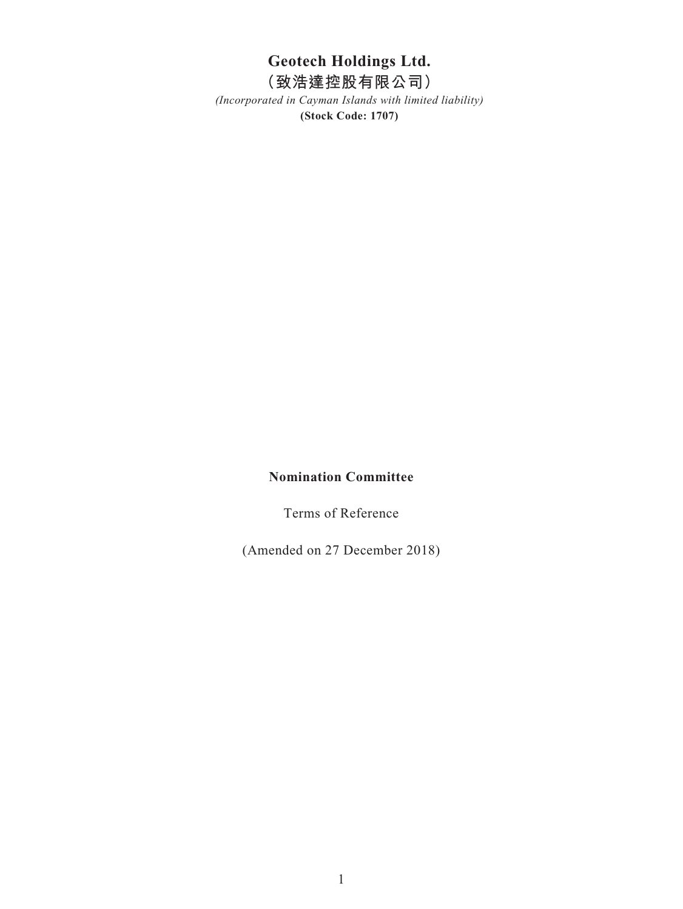# Geotech Holdings Ltd.

# （致浩達控股有限公司）

*(Incorporated in Cayman Islands with limited liability)*

**(Stock Code: 1707)**

**Nomination Committee**

Terms of Reference

(Amended on 27 December 2018)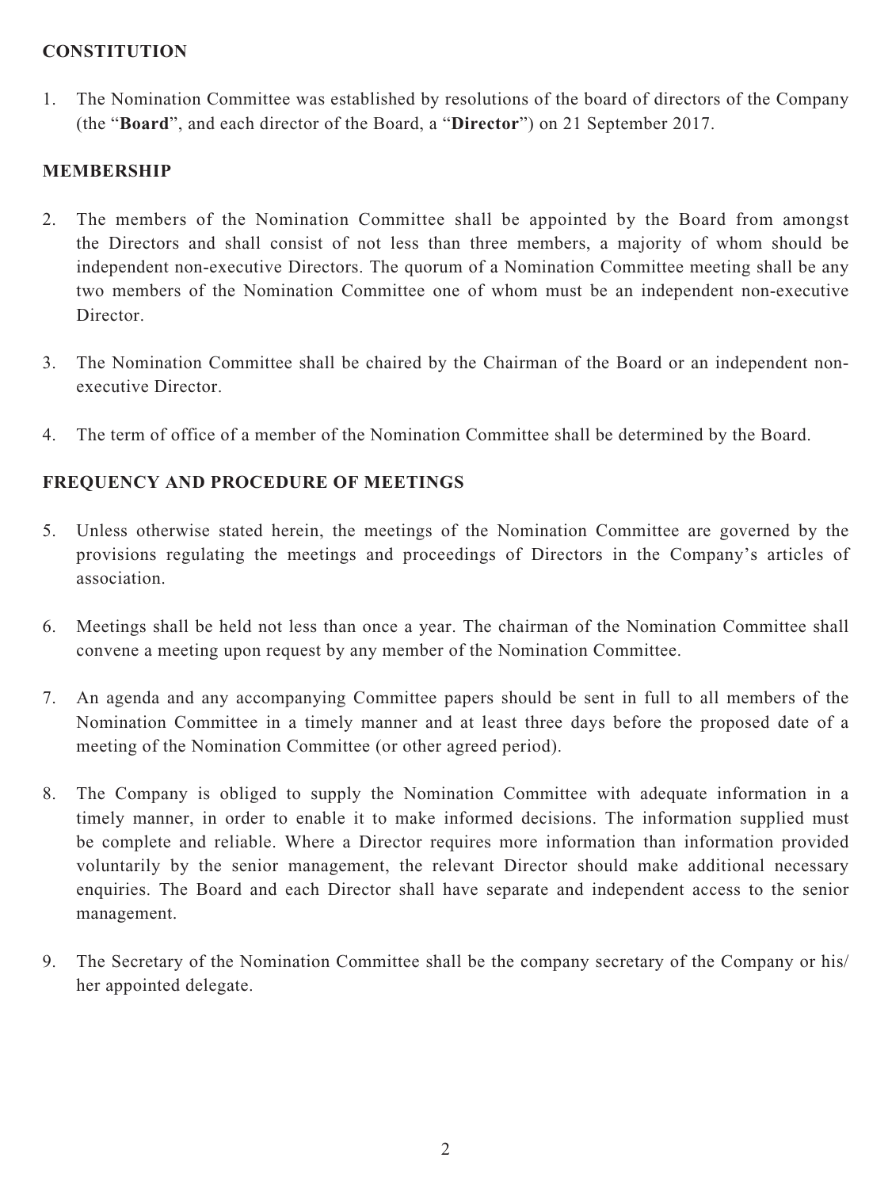## CONSTITUTION

1. The Nomination Committee was established by resolutions of the board of directors of the Company (the "**Board**", and each director of the Board, a "**Director**") on 21 September 2017.

## MEMBERSHIP

2. The members of the Nomination Committee shall be appointed by the Board from amongst the Directors and shall consist of not less than three members, a majority of whom should be independent non-executive Directors. The quorum of a Nomination Committee meeting shall be any two members of the Nomination Committee one of whom must be an independent non-executive Director.

3. The Nomination Committee shall be chaired by the Chairman of the Board or an independent non-executive Director.

4. The term of office of a member of the Nomination Committee shall be determined by the Board.

## FREQUENCY AND PROCEDURE OF MEETINGS

5. Unless otherwise stated herein, the meetings of the Nomination Committee are governed by the provisions regulating the meetings and proceedings of Directors in the Company's articles of association.

6. Meetings shall be held not less than once a year. The chairman of the Nomination Committee shall convene a meeting upon request by any member of the Nomination Committee.

7. An agenda and any accompanying Committee papers should be sent in full to all members of the Nomination Committee in a timely manner and at least three days before the proposed date of a meeting of the Nomination Committee (or other agreed period).

8. The Company is obliged to supply the Nomination Committee with adequate information in a timely manner, in order to enable it to make informed decisions. The information supplied must be complete and reliable. Where a Director requires more information than information provided voluntarily by the senior management, the relevant Director should make additional necessary enquiries. The Board and each Director shall have separate and independent access to the senior management.

9. The Secretary of the Nomination Committee shall be the company secretary of the Company or his/her appointed delegate.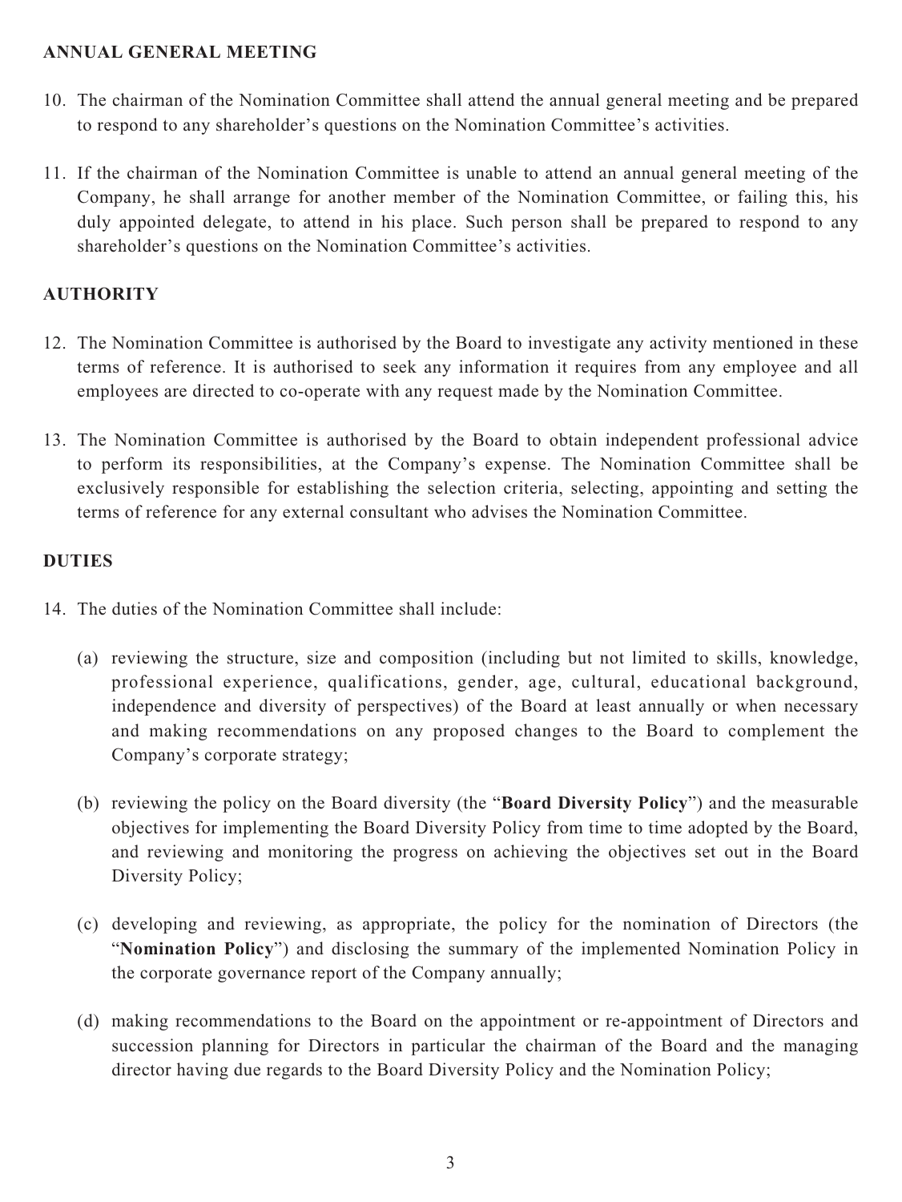## ANNUAL GENERAL MEETING

10. The chairman of the Nomination Committee shall attend the annual general meeting and be prepared to respond to any shareholder's questions on the Nomination Committee's activities.

11. If the chairman of the Nomination Committee is unable to attend an annual general meeting of the Company, he shall arrange for another member of the Nomination Committee, or failing this, his duly appointed delegate, to attend in his place. Such person shall be prepared to respond to any shareholder's questions on the Nomination Committee's activities.

## AUTHORITY

12. The Nomination Committee is authorised by the Board to investigate any activity mentioned in these terms of reference. It is authorised to seek any information it requires from any employee and all employees are directed to co-operate with any request made by the Nomination Committee.

13. The Nomination Committee is authorised by the Board to obtain independent professional advice to perform its responsibilities, at the Company's expense. The Nomination Committee shall be exclusively responsible for establishing the selection criteria, selecting, appointing and setting the terms of reference for any external consultant who advises the Nomination Committee.

## DUTIES

14. The duties of the Nomination Committee shall include:

    (a) reviewing the structure, size and composition (including but not limited to skills, knowledge, professional experience, qualifications, gender, age, cultural, educational background, independence and diversity of perspectives) of the Board at least annually or when necessary and making recommendations on any proposed changes to the Board to complement the Company's corporate strategy;

    (b) reviewing the policy on the Board diversity (the "**Board Diversity Policy**") and the measurable objectives for implementing the Board Diversity Policy from time to time adopted by the Board, and reviewing and monitoring the progress on achieving the objectives set out in the Board Diversity Policy;

    (c) developing and reviewing, as appropriate, the policy for the nomination of Directors (the "**Nomination Policy**") and disclosing the summary of the implemented Nomination Policy in the corporate governance report of the Company annually;

    (d) making recommendations to the Board on the appointment or re-appointment of Directors and succession planning for Directors in particular the chairman of the Board and the managing director having due regards to the Board Diversity Policy and the Nomination Policy;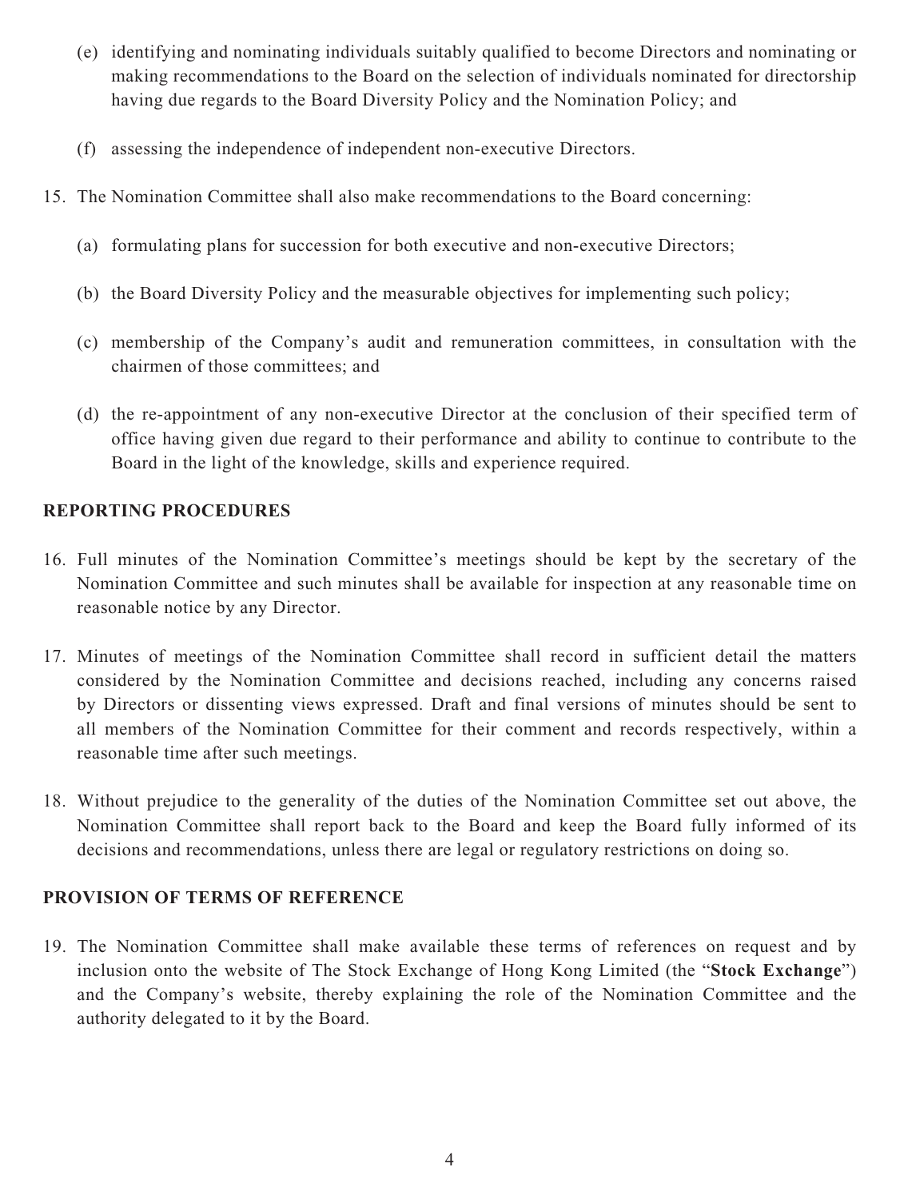(e) identifying and nominating individuals suitably qualified to become Directors and nominating or making recommendations to the Board on the selection of individuals nominated for directorship having due regards to the Board Diversity Policy and the Nomination Policy; and

(f) assessing the independence of independent non-executive Directors.

15. The Nomination Committee shall also make recommendations to the Board concerning:

    (a) formulating plans for succession for both executive and non-executive Directors;

    (b) the Board Diversity Policy and the measurable objectives for implementing such policy;

    (c) membership of the Company's audit and remuneration committees, in consultation with the chairmen of those committees; and

    (d) the re-appointment of any non-executive Director at the conclusion of their specified term of office having given due regard to their performance and ability to continue to contribute to the Board in the light of the knowledge, skills and experience required.

## REPORTING PROCEDURES

16. Full minutes of the Nomination Committee's meetings should be kept by the secretary of the Nomination Committee and such minutes shall be available for inspection at any reasonable time on reasonable notice by any Director.

17. Minutes of meetings of the Nomination Committee shall record in sufficient detail the matters considered by the Nomination Committee and decisions reached, including any concerns raised by Directors or dissenting views expressed. Draft and final versions of minutes should be sent to all members of the Nomination Committee for their comment and records respectively, within a reasonable time after such meetings.

18. Without prejudice to the generality of the duties of the Nomination Committee set out above, the Nomination Committee shall report back to the Board and keep the Board fully informed of its decisions and recommendations, unless there are legal or regulatory restrictions on doing so.

## PROVISION OF TERMS OF REFERENCE

19. The Nomination Committee shall make available these terms of references on request and by inclusion onto the website of The Stock Exchange of Hong Kong Limited (the "**Stock Exchange**") and the Company's website, thereby explaining the role of the Nomination Committee and the authority delegated to it by the Board.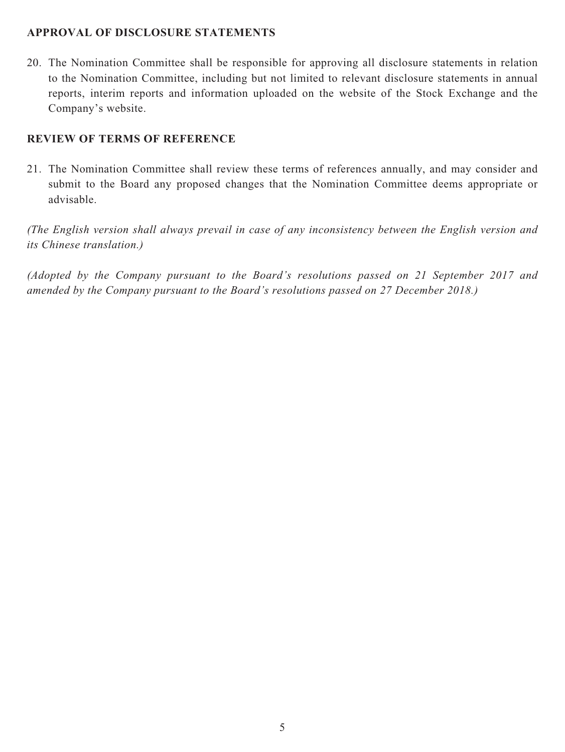**APPROVAL OF DISCLOSURE STATEMENTS**

20. The Nomination Committee shall be responsible for approving all disclosure statements in relation to the Nomination Committee, including but not limited to relevant disclosure statements in annual reports, interim reports and information uploaded on the website of the Stock Exchange and the Company's website.

**REVIEW OF TERMS OF REFERENCE**

21. The Nomination Committee shall review these terms of references annually, and may consider and submit to the Board any proposed changes that the Nomination Committee deems appropriate or advisable.

*(The English version shall always prevail in case of any inconsistency between the English version and its Chinese translation.)*

*(Adopted by the Company pursuant to the Board's resolutions passed on 21 September 2017 and amended by the Company pursuant to the Board's resolutions passed on 27 December 2018.)*